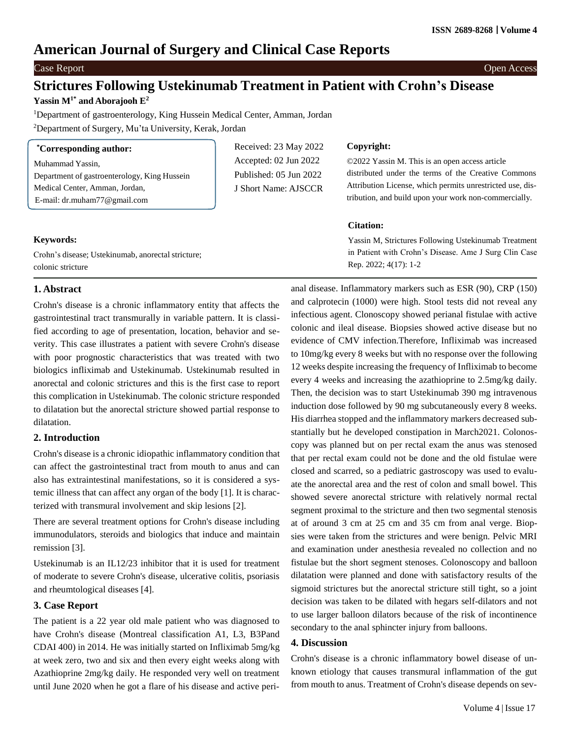# American Journal of Surgery and Clinical Case Reports

Case Report | Open Access

# Strictures Following Ustekinumab Treatment in Patient with Crohn's Disease

**Yassin M[1*] and Aborajooh E[2]**

[1]Department of gastroenterology, King Hussein Medical Center, Amman, Jordan

[2]Department of Surgery, Mu'ta University, Kerak, Jordan

**[*]Corresponding author:**
Muhammad Yassin,
Department of gastroenterology, King Hussein Medical Center, Amman, Jordan,
E-mail: dr.muham77@gmail.com

Received: 23 May 2022
Accepted: 02 Jun 2022
Published: 05 Jun 2022
J Short Name: AJSCCR

**Copyright:**

©2022 Yassin M. This is an open access article distributed under the terms of the Creative Commons Attribution License, which permits unrestricted use, distribution, and build upon your work non-commercially.

**Citation:**

Yassin M, Strictures Following Ustekinumab Treatment in Patient with Crohn's Disease. Ame J Surg Clin Case Rep. 2022; 4(17): 1-2

**Keywords:**

Crohn's disease; Ustekinumab, anorectal stricture; colonic stricture

## 1. Abstract

Crohn's disease is a chronic inflammatory entity that affects the gastrointestinal tract transmurally in variable pattern. It is classified according to age of presentation, location, behavior and severity. This case illustrates a patient with severe Crohn's disease with poor prognostic characteristics that was treated with two biologics infliximab and Ustekinumab. Ustekinumab resulted in anorectal and colonic strictures and this is the first case to report this complication in Ustekinumab. The colonic stricture responded to dilatation but the anorectal stricture showed partial response to dilatation.

## 2. Introduction

Crohn's disease is a chronic idiopathic inflammatory condition that can affect the gastrointestinal tract from mouth to anus and can also has extraintestinal manifestations, so it is considered a systemic illness that can affect any organ of the body [1]. It is characterized with transmural involvement and skip lesions [2].

There are several treatment options for Crohn's disease including immunodulators, steroids and biologics that induce and maintain remission [3].

Ustekinumab is an IL12/23 inhibitor that it is used for treatment of moderate to severe Crohn's disease, ulcerative colitis, psoriasis and rheumtological diseases [4].

## 3. Case Report

The patient is a 22 year old male patient who was diagnosed to have Crohn's disease (Montreal classification A1, L3, B3Pand CDAI 400) in 2014. He was initially started on Infliximab 5mg/kg at week zero, two and six and then every eight weeks along with Azathioprine 2mg/kg daily. He responded very well on treatment until June 2020 when he got a flare of his disease and active perianal disease. Inflammatory markers such as ESR (90), CRP (150) and calprotecin (1000) were high. Stool tests did not reveal any infectious agent. Clonoscopy showed perianal fistulae with active colonic and ileal disease. Biopsies showed active disease but no evidence of CMV infection.Therefore, Infliximab was increased to 10mg/kg every 8 weeks but with no response over the following 12 weeks despite increasing the frequency of Infliximab to become every 4 weeks and increasing the azathioprine to 2.5mg/kg daily. Then, the decision was to start Ustekinumab 390 mg intravenous induction dose followed by 90 mg subcutaneously every 8 weeks. His diarrhea stopped and the inflammatory markers decreased substantially but he developed constipation in March2021. Colonoscopy was planned but on per rectal exam the anus was stenosed that per rectal exam could not be done and the old fistulae were closed and scarred, so a pediatric gastroscopy was used to evaluate the anorectal area and the rest of colon and small bowel. This showed severe anorectal stricture with relatively normal rectal segment proximal to the stricture and then two segmental stenosis at of around 3 cm at 25 cm and 35 cm from anal verge. Biopsies were taken from the strictures and were benign. Pelvic MRI and examination under anesthesia revealed no collection and no fistulae but the short segment stenoses. Colonoscopy and balloon dilatation were planned and done with satisfactory results of the sigmoid strictures but the anorectal stricture still tight, so a joint decision was taken to be dilated with hegars self-dilators and not to use larger balloon dilators because of the risk of incontinence secondary to the anal sphincter injury from balloons.

## 4. Discussion

Crohn's disease is a chronic inflammatory bowel disease of unknown etiology that causes transmural inflammation of the gut from mouth to anus. Treatment of Crohn's disease depends on sev-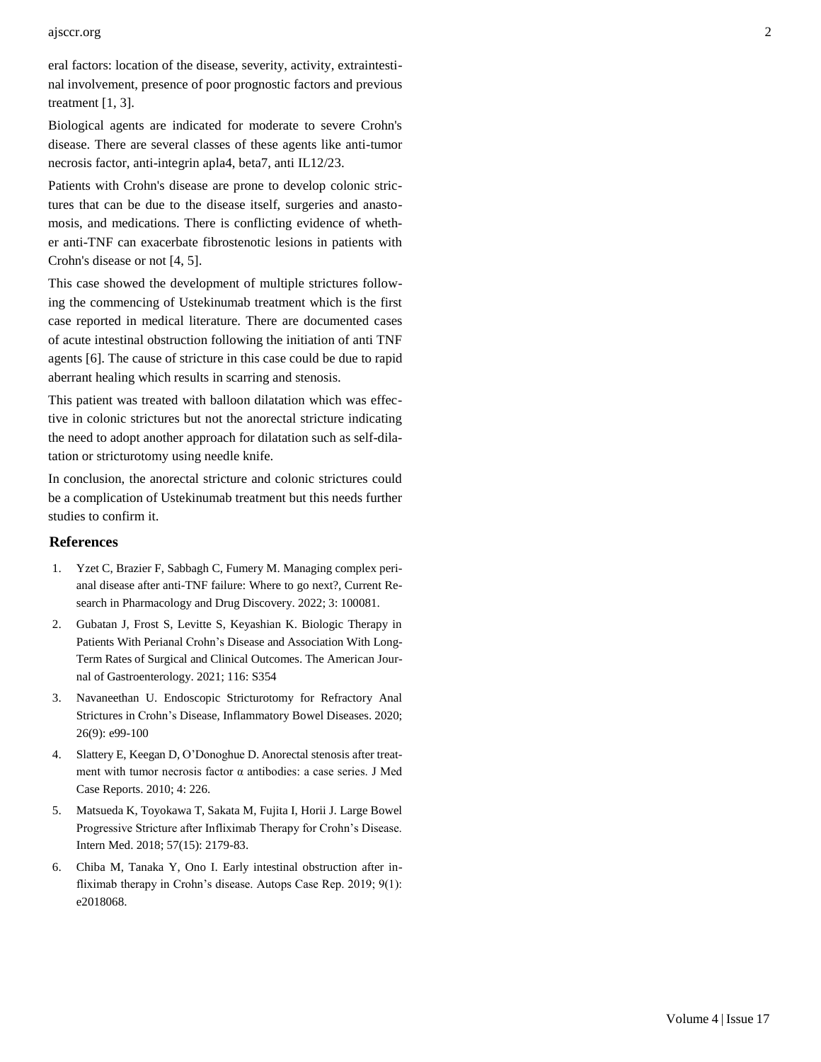eral factors: location of the disease, severity, activity, extraintestinal involvement, presence of poor prognostic factors and previous treatment [1, 3].

Biological agents are indicated for moderate to severe Crohn's disease. There are several classes of these agents like anti-tumor necrosis factor, anti-integrin apla4, beta7, anti IL12/23.

Patients with Crohn's disease are prone to develop colonic strictures that can be due to the disease itself, surgeries and anastomosis, and medications. There is conflicting evidence of whether anti-TNF can exacerbate fibrostenotic lesions in patients with Crohn's disease or not [4, 5].

This case showed the development of multiple strictures following the commencing of Ustekinumab treatment which is the first case reported in medical literature. There are documented cases of acute intestinal obstruction following the initiation of anti TNF agents [6]. The cause of stricture in this case could be due to rapid aberrant healing which results in scarring and stenosis.

This patient was treated with balloon dilatation which was effective in colonic strictures but not the anorectal stricture indicating the need to adopt another approach for dilatation such as self-dilatation or stricturotomy using needle knife.

In conclusion, the anorectal stricture and colonic strictures could be a complication of Ustekinumab treatment but this needs further studies to confirm it.

## References

1. Yzet C, Brazier F, Sabbagh C, Fumery M. Managing complex perianal disease after anti-TNF failure: Where to go next?, Current Research in Pharmacology and Drug Discovery. 2022; 3: 100081.
2. Gubatan J, Frost S, Levitte S, Keyashian K. Biologic Therapy in Patients With Perianal Crohn's Disease and Association With Long-Term Rates of Surgical and Clinical Outcomes. The American Journal of Gastroenterology. 2021; 116: S354
3. Navaneethan U. Endoscopic Stricturotomy for Refractory Anal Strictures in Crohn's Disease, Inflammatory Bowel Diseases. 2020; 26(9): e99-100
4. Slattery E, Keegan D, O'Donoghue D. Anorectal stenosis after treatment with tumor necrosis factor α antibodies: a case series. J Med Case Reports. 2010; 4: 226.
5. Matsueda K, Toyokawa T, Sakata M, Fujita I, Horii J. Large Bowel Progressive Stricture after Infliximab Therapy for Crohn's Disease. Intern Med. 2018; 57(15): 2179-83.
6. Chiba M, Tanaka Y, Ono I. Early intestinal obstruction after infliximab therapy in Crohn's disease. Autops Case Rep. 2019; 9(1): e2018068.